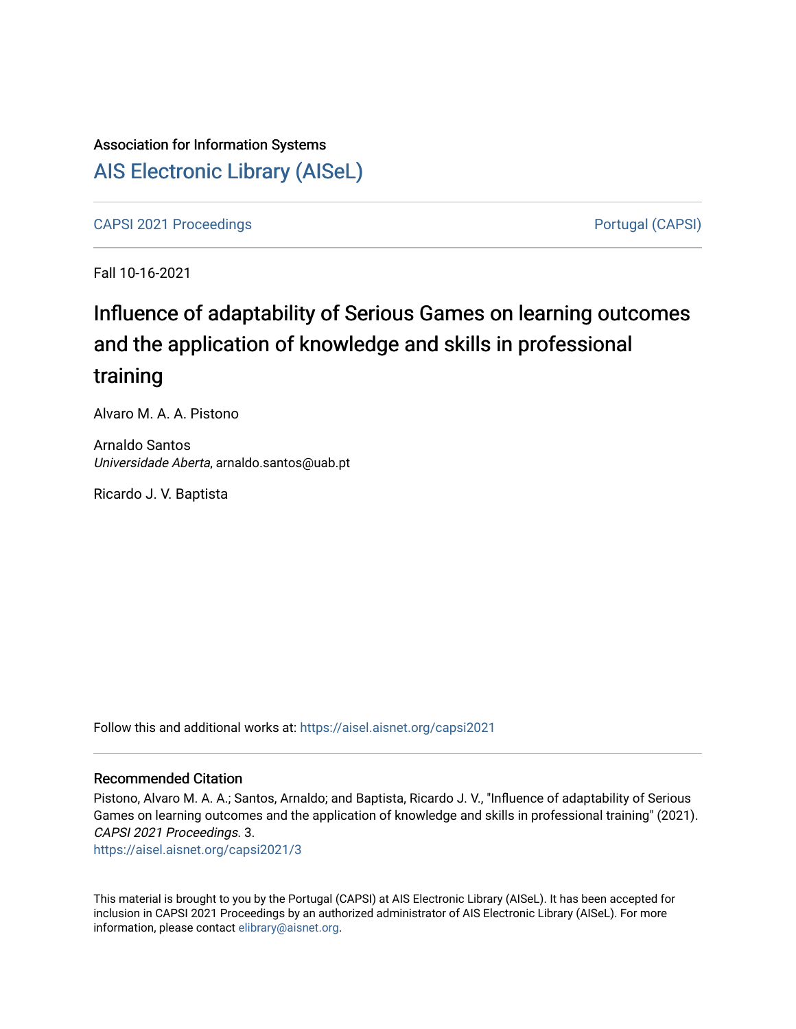Association for Information Systems

# AIS Electronic Library (AISeL)

CAPSI 2021 Proceedings

Portugal (CAPSI)

Fall 10-16-2021

## Influence of adaptability of Serious Games on learning outcomes and the application of knowledge and skills in professional training

Alvaro M. A. A. Pistono

Arnaldo Santos
*Universidade Aberta*, arnaldo.santos@uab.pt

Ricardo J. V. Baptista

Follow this and additional works at: https://aisel.aisnet.org/capsi2021

### Recommended Citation

Pistono, Alvaro M. A. A.; Santos, Arnaldo; and Baptista, Ricardo J. V., "Influence of adaptability of Serious Games on learning outcomes and the application of knowledge and skills in professional training" (2021). *CAPSI 2021 Proceedings*. 3.
https://aisel.aisnet.org/capsi2021/3

This material is brought to you by the Portugal (CAPSI) at AIS Electronic Library (AISeL). It has been accepted for inclusion in CAPSI 2021 Proceedings by an authorized administrator of AIS Electronic Library (AISeL). For more information, please contact elibrary@aisnet.org.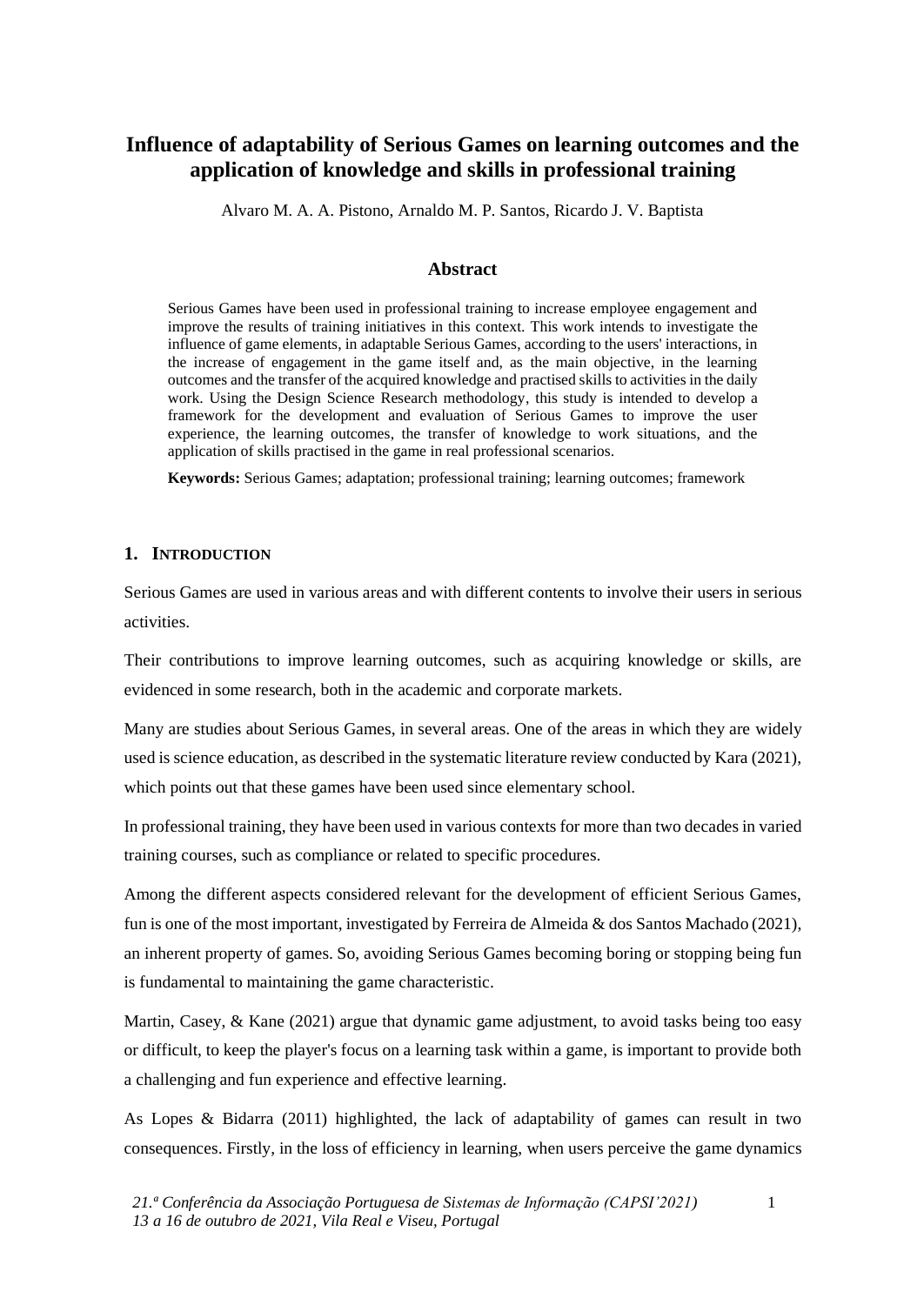# Influence of adaptability of Serious Games on learning outcomes and the application of knowledge and skills in professional training

Alvaro M. A. A. Pistono, Arnaldo M. P. Santos, Ricardo J. V. Baptista

## Abstract

Serious Games have been used in professional training to increase employee engagement and improve the results of training initiatives in this context. This work intends to investigate the influence of game elements, in adaptable Serious Games, according to the users' interactions, in the increase of engagement in the game itself and, as the main objective, in the learning outcomes and the transfer of the acquired knowledge and practised skills to activities in the daily work. Using the Design Science Research methodology, this study is intended to develop a framework for the development and evaluation of Serious Games to improve the user experience, the learning outcomes, the transfer of knowledge to work situations, and the application of skills practised in the game in real professional scenarios.

**Keywords:** Serious Games; adaptation; professional training; learning outcomes; framework

## 1. Introduction

Serious Games are used in various areas and with different contents to involve their users in serious activities.

Their contributions to improve learning outcomes, such as acquiring knowledge or skills, are evidenced in some research, both in the academic and corporate markets.

Many are studies about Serious Games, in several areas. One of the areas in which they are widely used is science education, as described in the systematic literature review conducted by Kara (2021), which points out that these games have been used since elementary school.

In professional training, they have been used in various contexts for more than two decades in varied training courses, such as compliance or related to specific procedures.

Among the different aspects considered relevant for the development of efficient Serious Games, fun is one of the most important, investigated by Ferreira de Almeida & dos Santos Machado (2021), an inherent property of games. So, avoiding Serious Games becoming boring or stopping being fun is fundamental to maintaining the game characteristic.

Martin, Casey, & Kane (2021) argue that dynamic game adjustment, to avoid tasks being too easy or difficult, to keep the player's focus on a learning task within a game, is important to provide both a challenging and fun experience and effective learning.

As Lopes & Bidarra (2011) highlighted, the lack of adaptability of games can result in two consequences. Firstly, in the loss of efficiency in learning, when users perceive the game dynamics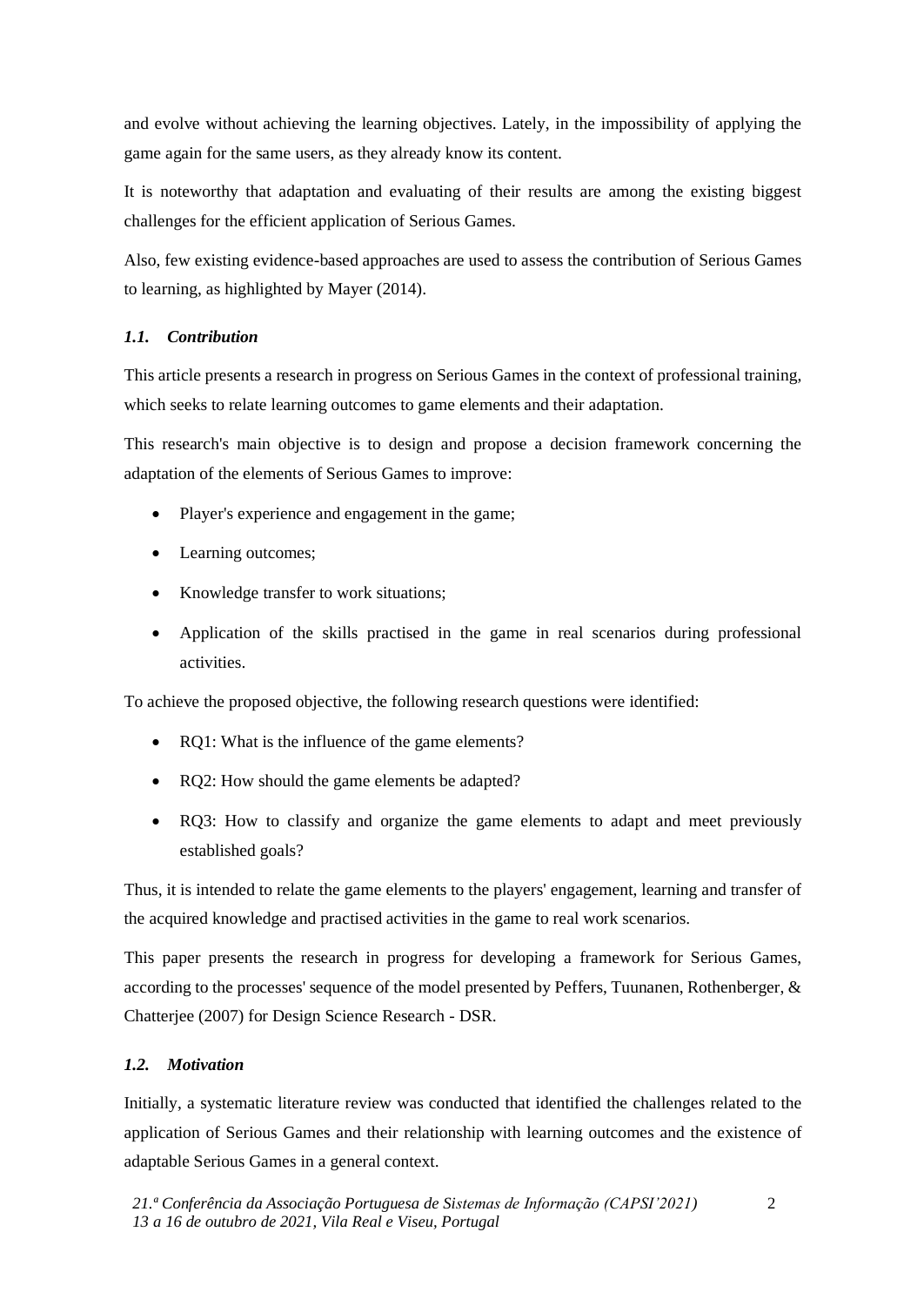and evolve without achieving the learning objectives. Lately, in the impossibility of applying the game again for the same users, as they already know its content.

It is noteworthy that adaptation and evaluating of their results are among the existing biggest challenges for the efficient application of Serious Games.

Also, few existing evidence-based approaches are used to assess the contribution of Serious Games to learning, as highlighted by Mayer (2014).

### *1.1. Contribution*

This article presents a research in progress on Serious Games in the context of professional training, which seeks to relate learning outcomes to game elements and their adaptation.

This research's main objective is to design and propose a decision framework concerning the adaptation of the elements of Serious Games to improve:

- Player's experience and engagement in the game;
- Learning outcomes;
- Knowledge transfer to work situations;
- Application of the skills practised in the game in real scenarios during professional activities.

To achieve the proposed objective, the following research questions were identified:

- RQ1: What is the influence of the game elements?
- RQ2: How should the game elements be adapted?
- RQ3: How to classify and organize the game elements to adapt and meet previously established goals?

Thus, it is intended to relate the game elements to the players' engagement, learning and transfer of the acquired knowledge and practised activities in the game to real work scenarios.

This paper presents the research in progress for developing a framework for Serious Games, according to the processes' sequence of the model presented by Peffers, Tuunanen, Rothenberger, & Chatterjee (2007) for Design Science Research - DSR.

### *1.2. Motivation*

Initially, a systematic literature review was conducted that identified the challenges related to the application of Serious Games and their relationship with learning outcomes and the existence of adaptable Serious Games in a general context.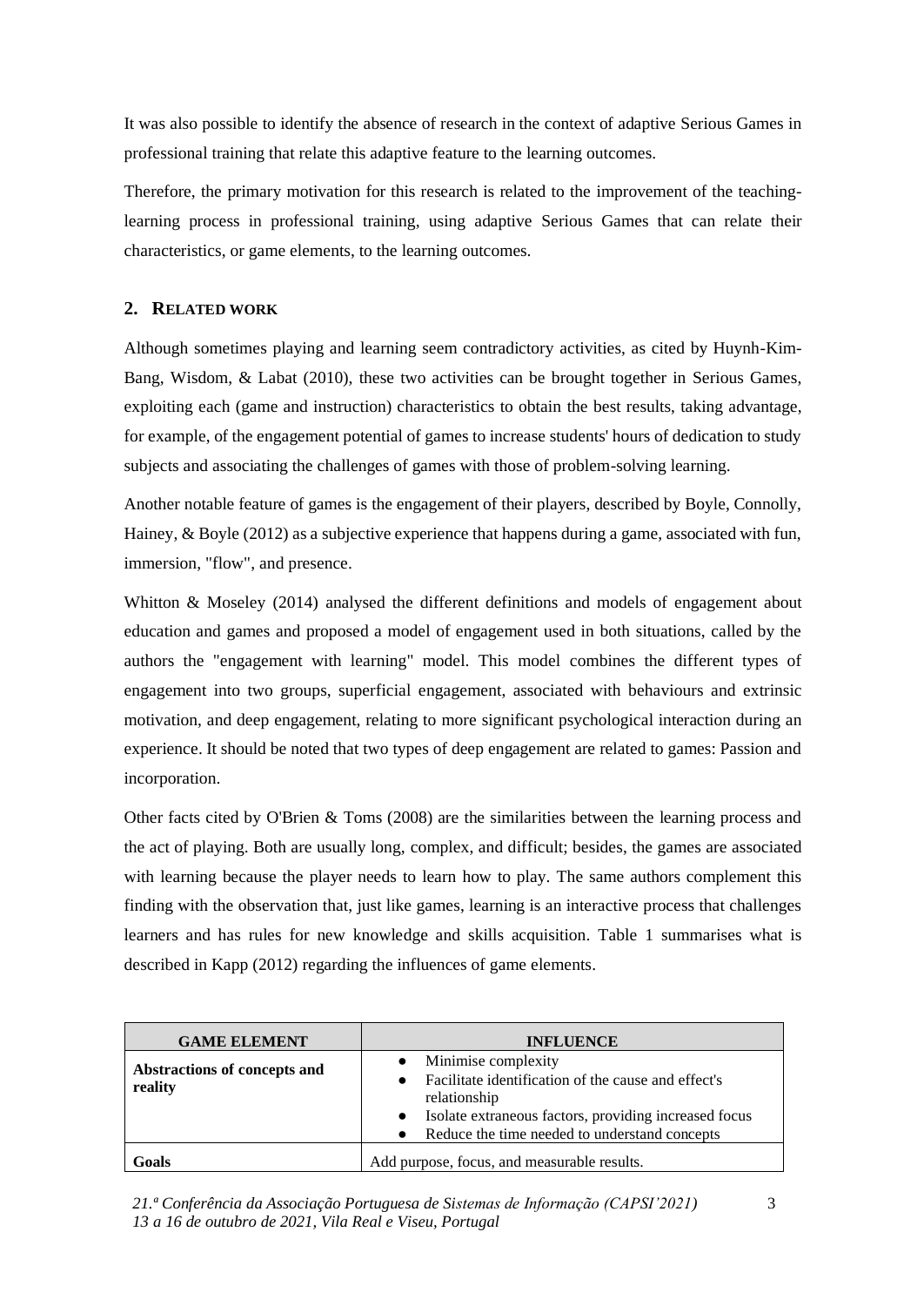It was also possible to identify the absence of research in the context of adaptive Serious Games in professional training that relate this adaptive feature to the learning outcomes.

Therefore, the primary motivation for this research is related to the improvement of the teaching-learning process in professional training, using adaptive Serious Games that can relate their characteristics, or game elements, to the learning outcomes.

## 2. RELATED WORK

Although sometimes playing and learning seem contradictory activities, as cited by Huynh-Kim-Bang, Wisdom, & Labat (2010), these two activities can be brought together in Serious Games, exploiting each (game and instruction) characteristics to obtain the best results, taking advantage, for example, of the engagement potential of games to increase students' hours of dedication to study subjects and associating the challenges of games with those of problem-solving learning.

Another notable feature of games is the engagement of their players, described by Boyle, Connolly, Hainey, & Boyle (2012) as a subjective experience that happens during a game, associated with fun, immersion, "flow", and presence.

Whitton & Moseley (2014) analysed the different definitions and models of engagement about education and games and proposed a model of engagement used in both situations, called by the authors the "engagement with learning" model. This model combines the different types of engagement into two groups, superficial engagement, associated with behaviours and extrinsic motivation, and deep engagement, relating to more significant psychological interaction during an experience. It should be noted that two types of deep engagement are related to games: Passion and incorporation.

Other facts cited by O'Brien & Toms (2008) are the similarities between the learning process and the act of playing. Both are usually long, complex, and difficult; besides, the games are associated with learning because the player needs to learn how to play. The same authors complement this finding with the observation that, just like games, learning is an interactive process that challenges learners and has rules for new knowledge and skills acquisition. Table 1 summarises what is described in Kapp (2012) regarding the influences of game elements.

| GAME ELEMENT | INFLUENCE |
|---|---|
| **Abstractions of concepts and reality** | • Minimise complexity<br>• Facilitate identification of the cause and effect's relationship<br>• Isolate extraneous factors, providing increased focus<br>• Reduce the time needed to understand concepts |
| **Goals** | Add purpose, focus, and measurable results. |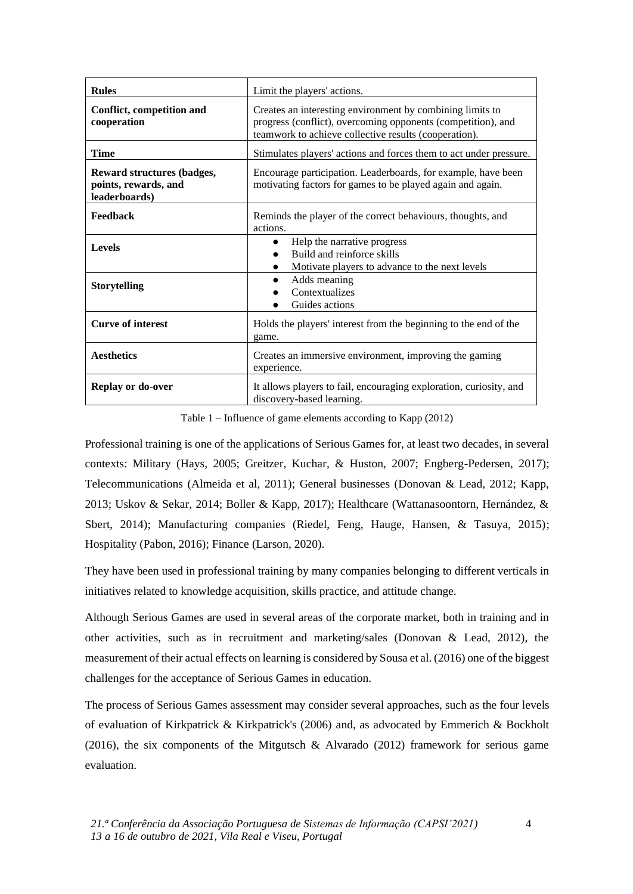| Rules | Limit the players' actions. |
|---|---|
| **Conflict, competition and cooperation** | Creates an interesting environment by combining limits to progress (conflict), overcoming opponents (competition), and teamwork to achieve collective results (cooperation). |
| **Time** | Stimulates players' actions and forces them to act under pressure. |
| **Reward structures (badges, points, rewards, and leaderboards)** | Encourage participation. Leaderboards, for example, have been motivating factors for games to be played again and again. |
| **Feedback** | Reminds the player of the correct behaviours, thoughts, and actions. |
| **Levels** | • Help the narrative progress<br>• Build and reinforce skills<br>• Motivate players to advance to the next levels |
| **Storytelling** | • Adds meaning<br>• Contextualizes<br>• Guides actions |
| **Curve of interest** | Holds the players' interest from the beginning to the end of the game. |
| **Aesthetics** | Creates an immersive environment, improving the gaming experience. |
| **Replay or do-over** | It allows players to fail, encouraging exploration, curiosity, and discovery-based learning. |

Table 1 – Influence of game elements according to Kapp (2012)

Professional training is one of the applications of Serious Games for, at least two decades, in several contexts: Military (Hays, 2005; Greitzer, Kuchar, & Huston, 2007; Engberg-Pedersen, 2017); Telecommunications (Almeida et al, 2011); General businesses (Donovan & Lead, 2012; Kapp, 2013; Uskov & Sekar, 2014; Boller & Kapp, 2017); Healthcare (Wattanasoontorn, Hernández, & Sbert, 2014); Manufacturing companies (Riedel, Feng, Hauge, Hansen, & Tasuya, 2015); Hospitality (Pabon, 2016); Finance (Larson, 2020).

They have been used in professional training by many companies belonging to different verticals in initiatives related to knowledge acquisition, skills practice, and attitude change.

Although Serious Games are used in several areas of the corporate market, both in training and in other activities, such as in recruitment and marketing/sales (Donovan & Lead, 2012), the measurement of their actual effects on learning is considered by Sousa et al. (2016) one of the biggest challenges for the acceptance of Serious Games in education.

The process of Serious Games assessment may consider several approaches, such as the four levels of evaluation of Kirkpatrick & Kirkpatrick's (2006) and, as advocated by Emmerich & Bockholt (2016), the six components of the Mitgutsch & Alvarado (2012) framework for serious game evaluation.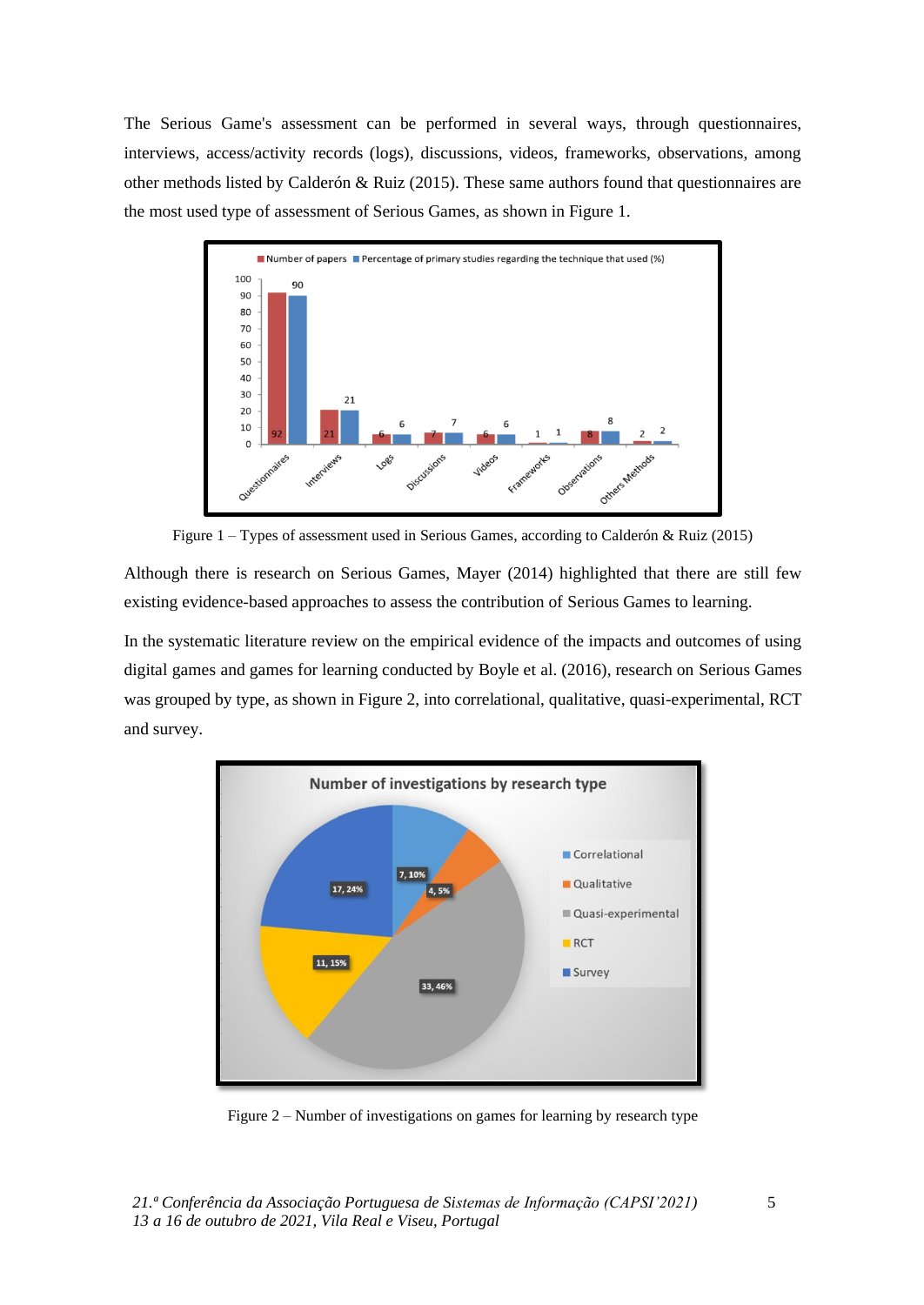The Serious Game's assessment can be performed in several ways, through questionnaires, interviews, access/activity records (logs), discussions, videos, frameworks, observations, among other methods listed by Calderón & Ruiz (2015). These same authors found that questionnaires are the most used type of assessment of Serious Games, as shown in Figure 1.

Figure 1 – Types of assessment used in Serious Games, according to Calderón & Ruiz (2015)

Although there is research on Serious Games, Mayer (2014) highlighted that there are still few existing evidence-based approaches to assess the contribution of Serious Games to learning.

In the systematic literature review on the empirical evidence of the impacts and outcomes of using digital games and games for learning conducted by Boyle et al. (2016), research on Serious Games was grouped by type, as shown in Figure 2, into correlational, qualitative, quasi-experimental, RCT and survey.

Figure 2 – Number of investigations on games for learning by research type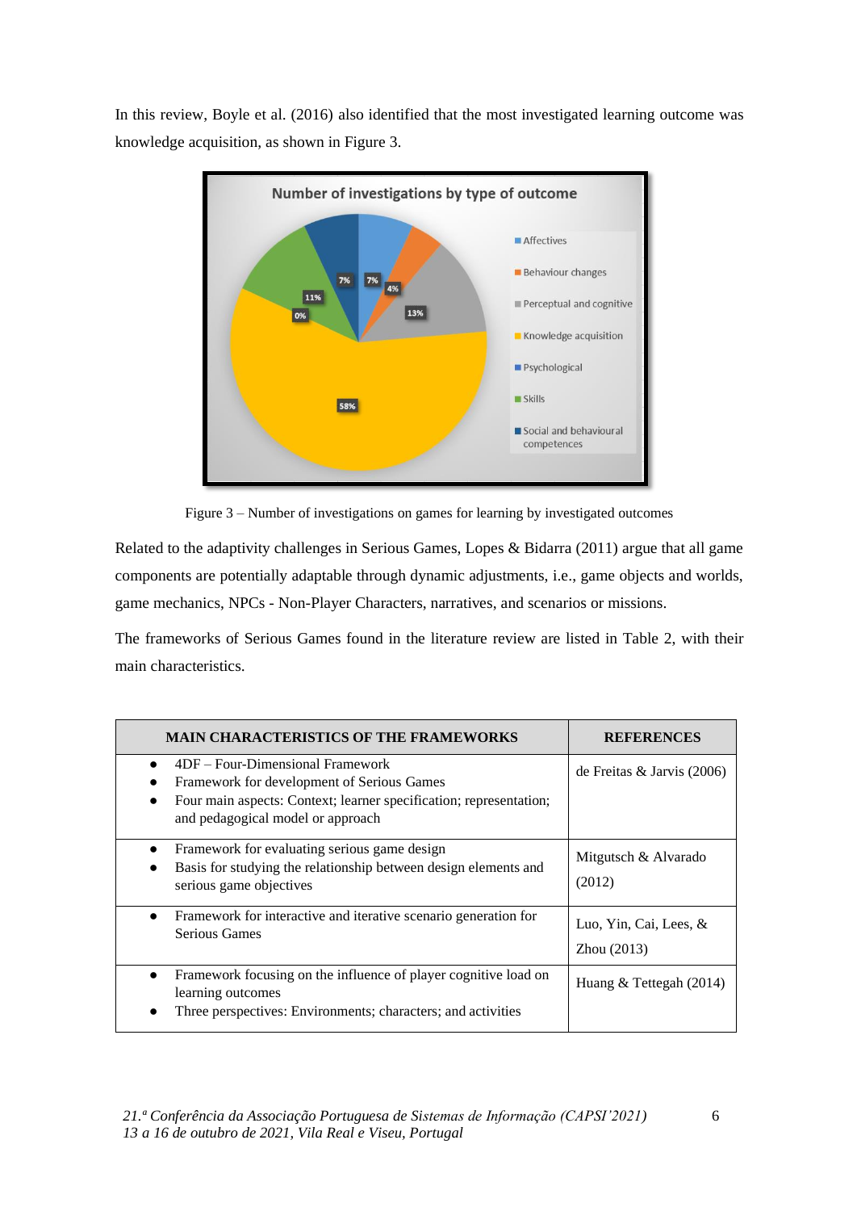In this review, Boyle et al. (2016) also identified that the most investigated learning outcome was knowledge acquisition, as shown in Figure 3.

Figure 3 – Number of investigations on games for learning by investigated outcomes

Related to the adaptivity challenges in Serious Games, Lopes & Bidarra (2011) argue that all game components are potentially adaptable through dynamic adjustments, i.e., game objects and worlds, game mechanics, NPCs - Non-Player Characters, narratives, and scenarios or missions.

The frameworks of Serious Games found in the literature review are listed in Table 2, with their main characteristics.

| MAIN CHARACTERISTICS OF THE FRAMEWORKS | REFERENCES |
|---|---|
| • 4DF – Four-Dimensional Framework<br>• Framework for development of Serious Games<br>• Four main aspects: Context; learner specification; representation; and pedagogical model or approach | de Freitas & Jarvis (2006) |
| • Framework for evaluating serious game design<br>• Basis for studying the relationship between design elements and serious game objectives | Mitgutsch & Alvarado (2012) |
| • Framework for interactive and iterative scenario generation for Serious Games | Luo, Yin, Cai, Lees, & Zhou (2013) |
| • Framework focusing on the influence of player cognitive load on learning outcomes<br>• Three perspectives: Environments; characters; and activities | Huang & Tettegah (2014) |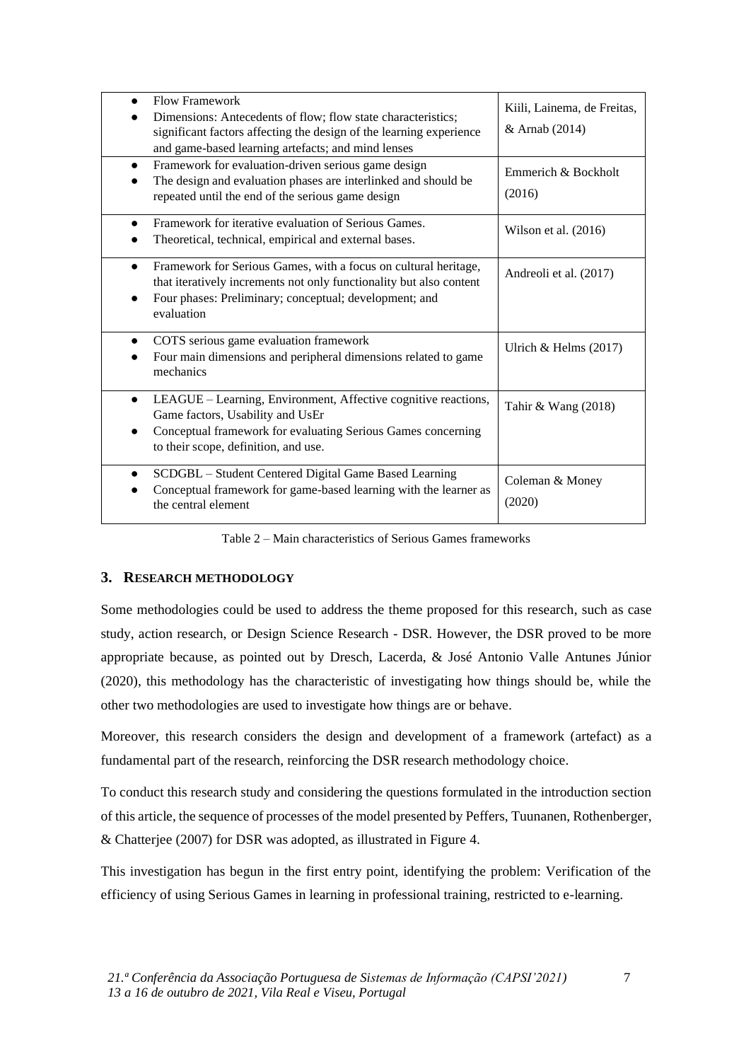| | |
|---|---|
| ● Flow Framework<br>● Dimensions: Antecedents of flow; flow state characteristics; significant factors affecting the design of the learning experience and game-based learning artefacts; and mind lenses | Kiili, Lainema, de Freitas, & Arnab (2014) |
| ● Framework for evaluation-driven serious game design<br>● The design and evaluation phases are interlinked and should be repeated until the end of the serious game design | Emmerich & Bockholt (2016) |
| ● Framework for iterative evaluation of Serious Games.<br>● Theoretical, technical, empirical and external bases. | Wilson et al. (2016) |
| ● Framework for Serious Games, with a focus on cultural heritage, that iteratively increments not only functionality but also content<br>● Four phases: Preliminary; conceptual; development; and evaluation | Andreoli et al. (2017) |
| ● COTS serious game evaluation framework<br>● Four main dimensions and peripheral dimensions related to game mechanics | Ulrich & Helms (2017) |
| ● LEAGUE – Learning, Environment, Affective cognitive reactions, Game factors, Usability and UsEr<br>● Conceptual framework for evaluating Serious Games concerning to their scope, definition, and use. | Tahir & Wang (2018) |
| ● SCDGBL – Student Centered Digital Game Based Learning<br>● Conceptual framework for game-based learning with the learner as the central element | Coleman & Money (2020) |

Table 2 – Main characteristics of Serious Games frameworks

## 3. Research methodology

Some methodologies could be used to address the theme proposed for this research, such as case study, action research, or Design Science Research - DSR. However, the DSR proved to be more appropriate because, as pointed out by Dresch, Lacerda, & José Antonio Valle Antunes Júnior (2020), this methodology has the characteristic of investigating how things should be, while the other two methodologies are used to investigate how things are or behave.

Moreover, this research considers the design and development of a framework (artefact) as a fundamental part of the research, reinforcing the DSR research methodology choice.

To conduct this research study and considering the questions formulated in the introduction section of this article, the sequence of processes of the model presented by Peffers, Tuunanen, Rothenberger, & Chatterjee (2007) for DSR was adopted, as illustrated in Figure 4.

This investigation has begun in the first entry point, identifying the problem: Verification of the efficiency of using Serious Games in learning in professional training, restricted to e-learning.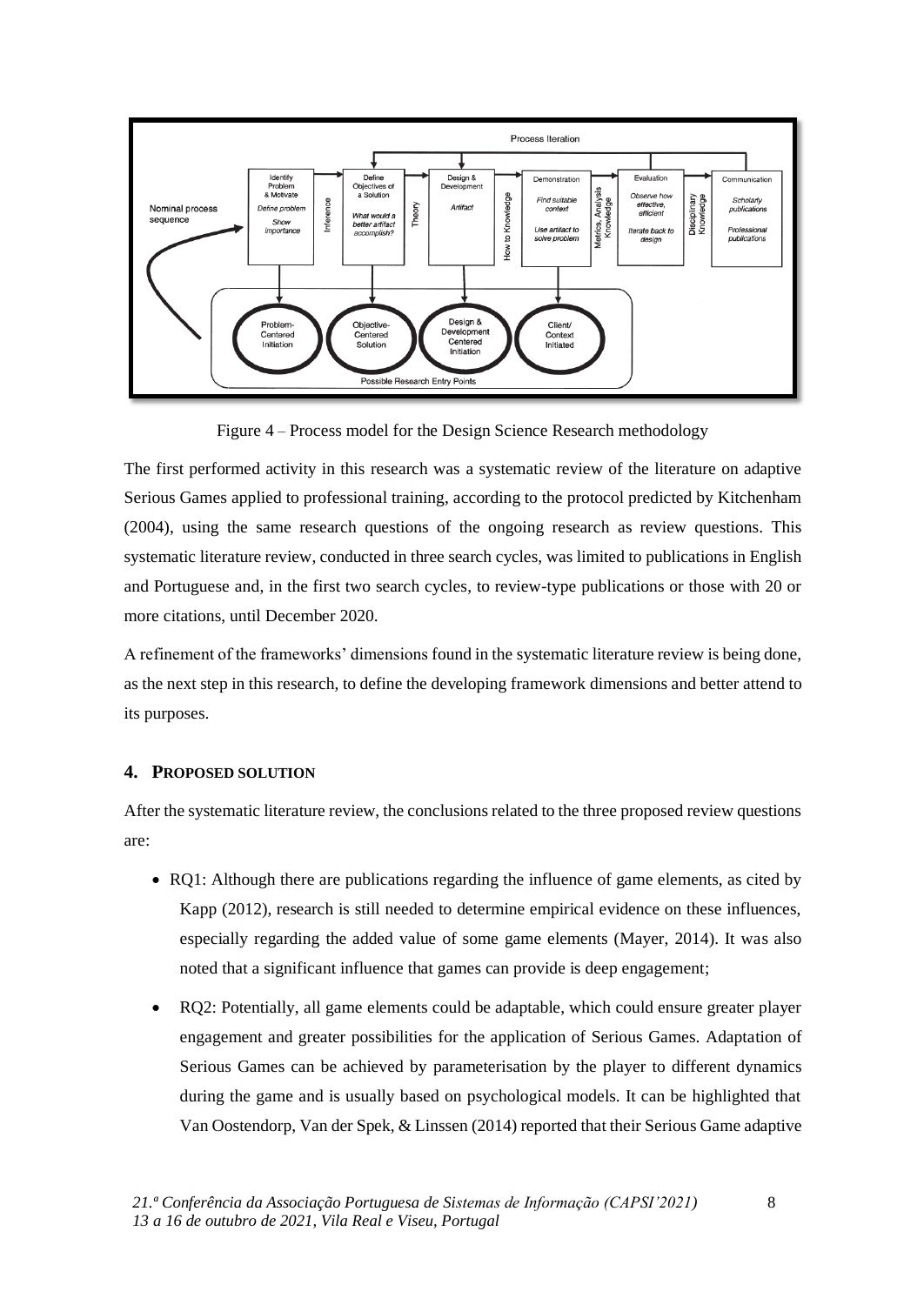Figure 4 – Process model for the Design Science Research methodology

The first performed activity in this research was a systematic review of the literature on adaptive Serious Games applied to professional training, according to the protocol predicted by Kitchenham (2004), using the same research questions of the ongoing research as review questions. This systematic literature review, conducted in three search cycles, was limited to publications in English and Portuguese and, in the first two search cycles, to review-type publications or those with 20 or more citations, until December 2020.

A refinement of the frameworks' dimensions found in the systematic literature review is being done, as the next step in this research, to define the developing framework dimensions and better attend to its purposes.

## 4. PROPOSED SOLUTION

After the systematic literature review, the conclusions related to the three proposed review questions are:

- RQ1: Although there are publications regarding the influence of game elements, as cited by Kapp (2012), research is still needed to determine empirical evidence on these influences, especially regarding the added value of some game elements (Mayer, 2014). It was also noted that a significant influence that games can provide is deep engagement;
- RQ2: Potentially, all game elements could be adaptable, which could ensure greater player engagement and greater possibilities for the application of Serious Games. Adaptation of Serious Games can be achieved by parameterisation by the player to different dynamics during the game and is usually based on psychological models. It can be highlighted that Van Oostendorp, Van der Spek, & Linssen (2014) reported that their Serious Game adaptive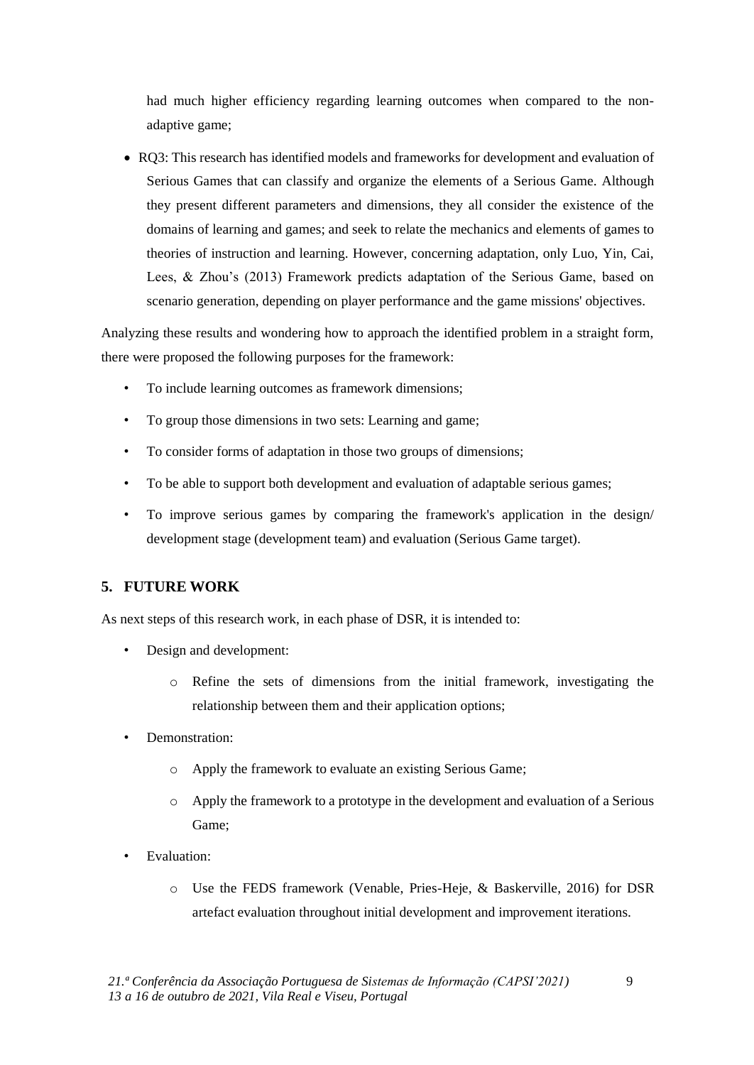had much higher efficiency regarding learning outcomes when compared to the non-adaptive game;

- RQ3: This research has identified models and frameworks for development and evaluation of Serious Games that can classify and organize the elements of a Serious Game. Although they present different parameters and dimensions, they all consider the existence of the domains of learning and games; and seek to relate the mechanics and elements of games to theories of instruction and learning. However, concerning adaptation, only Luo, Yin, Cai, Lees, & Zhou's (2013) Framework predicts adaptation of the Serious Game, based on scenario generation, depending on player performance and the game missions' objectives.

Analyzing these results and wondering how to approach the identified problem in a straight form, there were proposed the following purposes for the framework:

- To include learning outcomes as framework dimensions;
- To group those dimensions in two sets: Learning and game;
- To consider forms of adaptation in those two groups of dimensions;
- To be able to support both development and evaluation of adaptable serious games;
- To improve serious games by comparing the framework's application in the design/ development stage (development team) and evaluation (Serious Game target).

## 5. FUTURE WORK

As next steps of this research work, in each phase of DSR, it is intended to:

- Design and development:
  - Refine the sets of dimensions from the initial framework, investigating the relationship between them and their application options;
- Demonstration:
  - Apply the framework to evaluate an existing Serious Game;
  - Apply the framework to a prototype in the development and evaluation of a Serious Game;
- Evaluation:
  - Use the FEDS framework (Venable, Pries-Heje, & Baskerville, 2016) for DSR artefact evaluation throughout initial development and improvement iterations.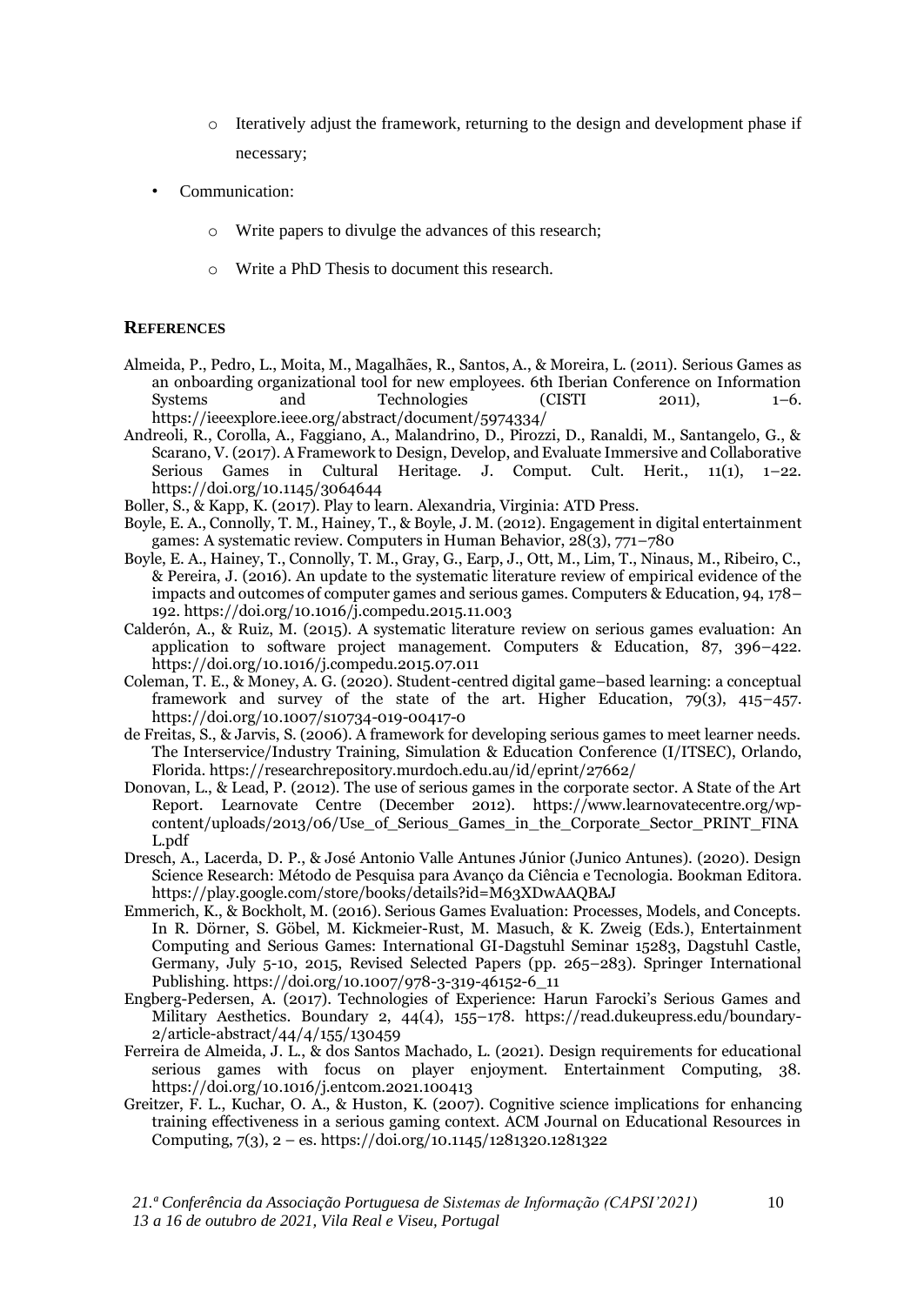- Iteratively adjust the framework, returning to the design and development phase if necessary;

- Communication:
   - Write papers to divulge the advances of this research;
   - Write a PhD Thesis to document this research.

## REFERENCES

Almeida, P., Pedro, L., Moita, M., Magalhães, R., Santos, A., & Moreira, L. (2011). Serious Games as an onboarding organizational tool for new employees. 6th Iberian Conference on Information Systems and Technologies (CISTI 2011), 1–6. https://ieeexplore.ieee.org/abstract/document/5974334/

Andreoli, R., Corolla, A., Faggiano, A., Malandrino, D., Pirozzi, D., Ranaldi, M., Santangelo, G., & Scarano, V. (2017). A Framework to Design, Develop, and Evaluate Immersive and Collaborative Serious Games in Cultural Heritage. J. Comput. Cult. Herit., 11(1), 1–22. https://doi.org/10.1145/3064644

Boller, S., & Kapp, K. (2017). Play to learn. Alexandria, Virginia: ATD Press.

Boyle, E. A., Connolly, T. M., Hainey, T., & Boyle, J. M. (2012). Engagement in digital entertainment games: A systematic review. Computers in Human Behavior, 28(3), 771–780

Boyle, E. A., Hainey, T., Connolly, T. M., Gray, G., Earp, J., Ott, M., Lim, T., Ninaus, M., Ribeiro, C., & Pereira, J. (2016). An update to the systematic literature review of empirical evidence of the impacts and outcomes of computer games and serious games. Computers & Education, 94, 178–192. https://doi.org/10.1016/j.compedu.2015.11.003

Calderón, A., & Ruiz, M. (2015). A systematic literature review on serious games evaluation: An application to software project management. Computers & Education, 87, 396–422. https://doi.org/10.1016/j.compedu.2015.07.011

Coleman, T. E., & Money, A. G. (2020). Student-centred digital game–based learning: a conceptual framework and survey of the state of the art. Higher Education, 79(3), 415–457. https://doi.org/10.1007/s10734-019-00417-0

de Freitas, S., & Jarvis, S. (2006). A framework for developing serious games to meet learner needs. The Interservice/Industry Training, Simulation & Education Conference (I/ITSEC), Orlando, Florida. https://researchrepository.murdoch.edu.au/id/eprint/27662/

Donovan, L., & Lead, P. (2012). The use of serious games in the corporate sector. A State of the Art Report. Learnovate Centre (December 2012). https://www.learnovatecentre.org/wp-content/uploads/2013/06/Use_of_Serious_Games_in_the_Corporate_Sector_PRINT_FINAL.pdf

Dresch, A., Lacerda, D. P., & José Antonio Valle Antunes Júnior (Junico Antunes). (2020). Design Science Research: Método de Pesquisa para Avanço da Ciência e Tecnologia. Bookman Editora. https://play.google.com/store/books/details?id=M63XDwAAQBAJ

Emmerich, K., & Bockholt, M. (2016). Serious Games Evaluation: Processes, Models, and Concepts. In R. Dörner, S. Göbel, M. Kickmeier-Rust, M. Masuch, & K. Zweig (Eds.), Entertainment Computing and Serious Games: International GI-Dagstuhl Seminar 15283, Dagstuhl Castle, Germany, July 5-10, 2015, Revised Selected Papers (pp. 265–283). Springer International Publishing. https://doi.org/10.1007/978-3-319-46152-6_11

Engberg-Pedersen, A. (2017). Technologies of Experience: Harun Farocki's Serious Games and Military Aesthetics. Boundary 2, 44(4), 155–178. https://read.dukeupress.edu/boundary-2/article-abstract/44/4/155/130459

Ferreira de Almeida, J. L., & dos Santos Machado, L. (2021). Design requirements for educational serious games with focus on player enjoyment. Entertainment Computing, 38. https://doi.org/10.1016/j.entcom.2021.100413

Greitzer, F. L., Kuchar, O. A., & Huston, K. (2007). Cognitive science implications for enhancing training effectiveness in a serious gaming context. ACM Journal on Educational Resources in Computing, 7(3), 2 – es. https://doi.org/10.1145/1281320.1281322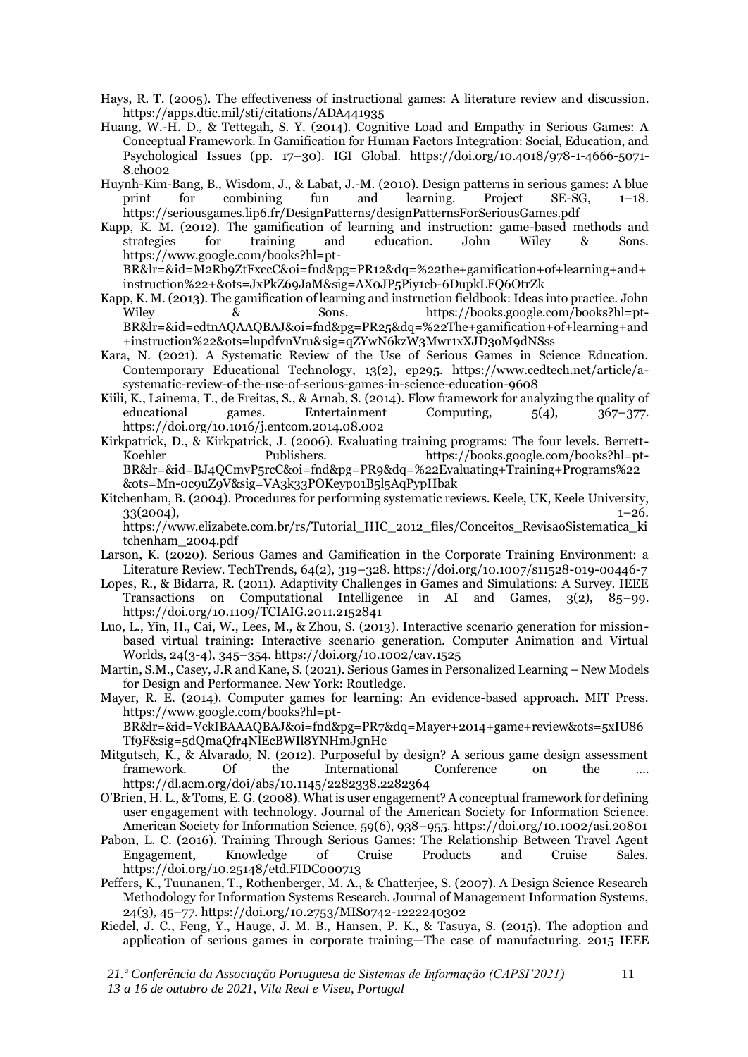Hays, R. T. (2005). The effectiveness of instructional games: A literature review and discussion. https://apps.dtic.mil/sti/citations/ADA441935

Huang, W.-H. D., & Tettegah, S. Y. (2014). Cognitive Load and Empathy in Serious Games: A Conceptual Framework. In Gamification for Human Factors Integration: Social, Education, and Psychological Issues (pp. 17–30). IGI Global. https://doi.org/10.4018/978-1-4666-5071-8.ch002

Huynh-Kim-Bang, B., Wisdom, J., & Labat, J.-M. (2010). Design patterns in serious games: A blue print for combining fun and learning. Project SE-SG, 1–18. https://seriousgames.lip6.fr/DesignPatterns/designPatternsForSeriousGames.pdf

Kapp, K. M. (2012). The gamification of learning and instruction: game-based methods and strategies for training and education. John Wiley & Sons. https://www.google.com/books?hl=pt-BR&lr=&id=M2Rb9ZtFxccC&oi=fnd&pg=PR12&dq=%22the+gamification+of+learning+and+instruction%22+&ots=JxPkZ69JaM&sig=AX0JP5Piy1cb-6DupkLFQ6OtrZk

Kapp, K. M. (2013). The gamification of learning and instruction fieldbook: Ideas into practice. John Wiley & Sons. https://books.google.com/books?hl=pt-BR&lr=&id=cdtnAQAAQBAJ&oi=fnd&pg=PR25&dq=%22The+gamification+of+learning+and+instruction%22&ots=lupdfvnVru&sig=qZYwN6kzW3Mwr1xXJD30M9dNSss

Kara, N. (2021). A Systematic Review of the Use of Serious Games in Science Education. Contemporary Educational Technology, 13(2), ep295. https://www.cedtech.net/article/a-systematic-review-of-the-use-of-serious-games-in-science-education-9608

Kiili, K., Lainema, T., de Freitas, S., & Arnab, S. (2014). Flow framework for analyzing the quality of educational games. Entertainment Computing, 5(4), 367–377. https://doi.org/10.1016/j.entcom.2014.08.002

Kirkpatrick, D., & Kirkpatrick, J. (2006). Evaluating training programs: The four levels. Berrett-Koehler Publishers. https://books.google.com/books?hl=pt-BR&lr=&id=BJ4QCmvP5rcC&oi=fnd&pg=PR9&dq=%22Evaluating+Training+Programs%22&ots=Mn-0c9uZ9V&sig=VA3k33POKeyp01B5l5AqPypHbak

Kitchenham, B. (2004). Procedures for performing systematic reviews. Keele, UK, Keele University, 33(2004), 1–26. https://www.elizabete.com.br/rs/Tutorial_IHC_2012_files/Conceitos_RevisaoSistematica_kitchenham_2004.pdf

Larson, K. (2020). Serious Games and Gamification in the Corporate Training Environment: a Literature Review. TechTrends, 64(2), 319–328. https://doi.org/10.1007/s11528-019-00446-7

Lopes, R., & Bidarra, R. (2011). Adaptivity Challenges in Games and Simulations: A Survey. IEEE Transactions on Computational Intelligence in AI and Games, 3(2), 85–99. https://doi.org/10.1109/TCIAIG.2011.2152841

Luo, L., Yin, H., Cai, W., Lees, M., & Zhou, S. (2013). Interactive scenario generation for mission-based virtual training: Interactive scenario generation. Computer Animation and Virtual Worlds, 24(3-4), 345–354. https://doi.org/10.1002/cav.1525

Martin, S.M., Casey, J.R and Kane, S. (2021). Serious Games in Personalized Learning – New Models for Design and Performance. New York: Routledge.

Mayer, R. E. (2014). Computer games for learning: An evidence-based approach. MIT Press. https://www.google.com/books?hl=pt-BR&lr=&id=VckIBAAAQBAJ&oi=fnd&pg=PR7&dq=Mayer+2014+game+review&ots=5xIU86Tf9F&sig=5dQmaQfr4NlEcBWIl8YNHmJgnHc

Mitgutsch, K., & Alvarado, N. (2012). Purposeful by design? A serious game design assessment framework. Of the International Conference on the .... https://dl.acm.org/doi/abs/10.1145/2282338.2282364

O'Brien, H. L., & Toms, E. G. (2008). What is user engagement? A conceptual framework for defining user engagement with technology. Journal of the American Society for Information Science. American Society for Information Science, 59(6), 938–955. https://doi.org/10.1002/asi.20801

Pabon, L. C. (2016). Training Through Serious Games: The Relationship Between Travel Agent Engagement, Knowledge of Cruise Products and Cruise Sales. https://doi.org/10.25148/etd.FIDC000713

Peffers, K., Tuunanen, T., Rothenberger, M. A., & Chatterjee, S. (2007). A Design Science Research Methodology for Information Systems Research. Journal of Management Information Systems, 24(3), 45–77. https://doi.org/10.2753/MIS0742-1222240302

Riedel, J. C., Feng, Y., Hauge, J. M. B., Hansen, P. K., & Tasuya, S. (2015). The adoption and application of serious games in corporate training—The case of manufacturing. 2015 IEEE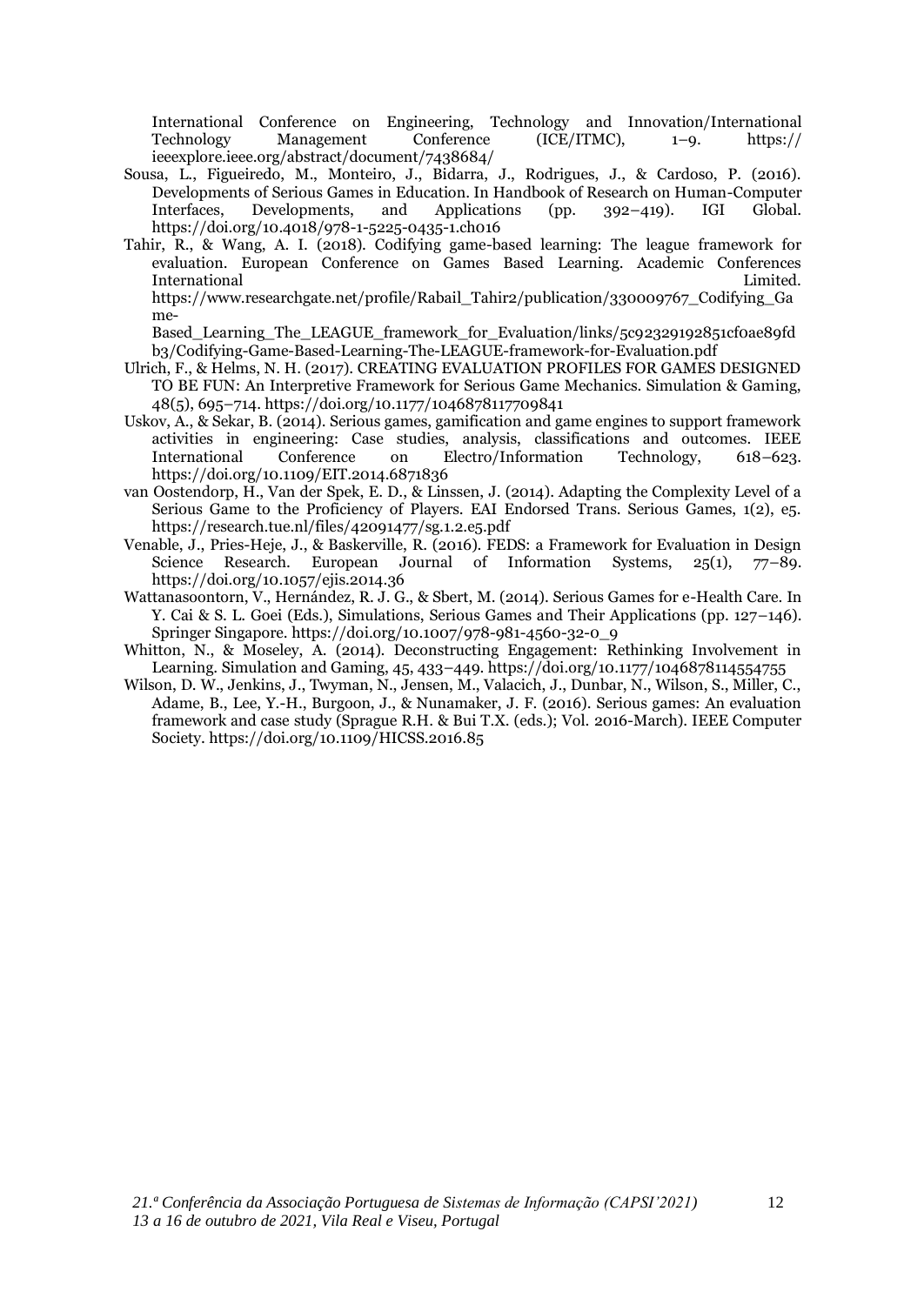International Conference on Engineering, Technology and Innovation/International Technology Management Conference (ICE/ITMC), 1–9. https:// ieeexplore.ieee.org/abstract/document/7438684/

Sousa, L., Figueiredo, M., Monteiro, J., Bidarra, J., Rodrigues, J., & Cardoso, P. (2016). Developments of Serious Games in Education. In Handbook of Research on Human-Computer Interfaces, Developments, and Applications (pp. 392–419). IGI Global. https://doi.org/10.4018/978-1-5225-0435-1.ch016

Tahir, R., & Wang, A. I. (2018). Codifying game-based learning: The league framework for evaluation. European Conference on Games Based Learning. Academic Conferences International Limited. https://www.researchgate.net/profile/Rabail_Tahir2/publication/330009767_Codifying_Game-Based_Learning_The_LEAGUE_framework_for_Evaluation/links/5c92329192851cf0ae89fdb3/Codifying-Game-Based-Learning-The-LEAGUE-framework-for-Evaluation.pdf

Ulrich, F., & Helms, N. H. (2017). CREATING EVALUATION PROFILES FOR GAMES DESIGNED TO BE FUN: An Interpretive Framework for Serious Game Mechanics. Simulation & Gaming, 48(5), 695–714. https://doi.org/10.1177/1046878117709841

Uskov, A., & Sekar, B. (2014). Serious games, gamification and game engines to support framework activities in engineering: Case studies, analysis, classifications and outcomes. IEEE International Conference on Electro/Information Technology, 618–623. https://doi.org/10.1109/EIT.2014.6871836

van Oostendorp, H., Van der Spek, E. D., & Linssen, J. (2014). Adapting the Complexity Level of a Serious Game to the Proficiency of Players. EAI Endorsed Trans. Serious Games, 1(2), e5. https://research.tue.nl/files/42091477/sg.1.2.e5.pdf

Venable, J., Pries-Heje, J., & Baskerville, R. (2016). FEDS: a Framework for Evaluation in Design Science Research. European Journal of Information Systems, 25(1), 77–89. https://doi.org/10.1057/ejis.2014.36

Wattanasoontorn, V., Hernández, R. J. G., & Sbert, M. (2014). Serious Games for e-Health Care. In Y. Cai & S. L. Goei (Eds.), Simulations, Serious Games and Their Applications (pp. 127–146). Springer Singapore. https://doi.org/10.1007/978-981-4560-32-0_9

Whitton, N., & Moseley, A. (2014). Deconstructing Engagement: Rethinking Involvement in Learning. Simulation and Gaming, 45, 433–449. https://doi.org/10.1177/1046878114554755

Wilson, D. W., Jenkins, J., Twyman, N., Jensen, M., Valacich, J., Dunbar, N., Wilson, S., Miller, C., Adame, B., Lee, Y.-H., Burgoon, J., & Nunamaker, J. F. (2016). Serious games: An evaluation framework and case study (Sprague R.H. & Bui T.X. (eds.); Vol. 2016-March). IEEE Computer Society. https://doi.org/10.1109/HICSS.2016.85